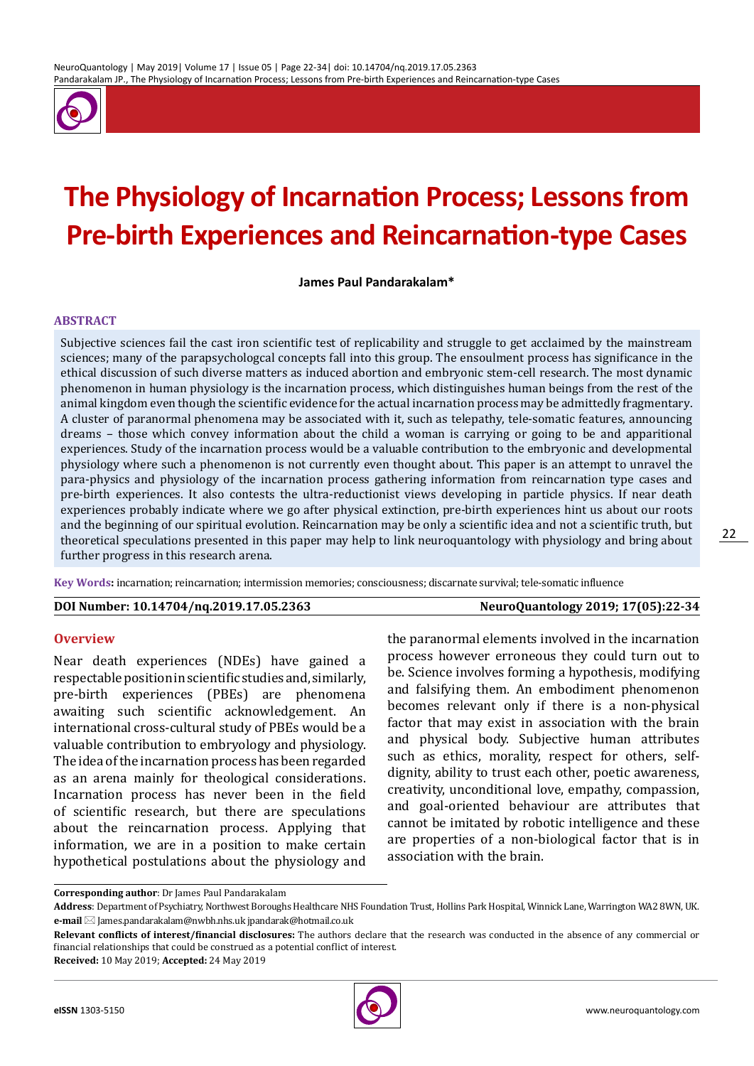# The Physiology of Incarnation Process; Lessons from Pre-birth Experiences and Reincarnation-type Cases

**James Paul Pandarakalam***

## ABSTRACT

Subjective sciences fail the cast iron scientific test of replicability and struggle to get acclaimed by the mainstream sciences; many of the parapsychologcal concepts fall into this group. The ensoulment process has significance in the ethical discussion of such diverse matters as induced abortion and embryonic stem-cell research. The most dynamic phenomenon in human physiology is the incarnation process, which distinguishes human beings from the rest of the animal kingdom even though the scientific evidence for the actual incarnation process may be admittedly fragmentary. A cluster of paranormal phenomena may be associated with it, such as telepathy, tele-somatic features, announcing dreams – those which convey information about the child a woman is carrying or going to be and apparitional experiences. Study of the incarnation process would be a valuable contribution to the embryonic and developmental physiology where such a phenomenon is not currently even thought about. This paper is an attempt to unravel the para-physics and physiology of the incarnation process gathering information from reincarnation type cases and pre-birth experiences. It also contests the ultra-reductionist views developing in particle physics. If near death experiences probably indicate where we go after physical extinction, pre-birth experiences hint us about our roots and the beginning of our spiritual evolution. Reincarnation may be only a scientific idea and not a scientific truth, but theoretical speculations presented in this paper may help to link neuroquantology with physiology and bring about further progress in this research arena.

**Key Words:** incarnation; reincarnation; intermission memories; consciousness; discarnate survival; tele-somatic influence

**DOI Number: 10.14704/nq.2019.17.05.2363** **NeuroQuantology 2019; 17(05):22-34**

## Overview

Near death experiences (NDEs) have gained a respectable position in scientific studies and, similarly, pre-birth experiences (PBEs) are phenomena awaiting such scientific acknowledgement. An international cross-cultural study of PBEs would be a valuable contribution to embryology and physiology. The idea of the incarnation process has been regarded as an arena mainly for theological considerations. Incarnation process has never been in the field of scientific research, but there are speculations about the reincarnation process. Applying that information, we are in a position to make certain hypothetical postulations about the physiology and the paranormal elements involved in the incarnation process however erroneous they could turn out to be. Science involves forming a hypothesis, modifying and falsifying them. An embodiment phenomenon becomes relevant only if there is a non-physical factor that may exist in association with the brain and physical body. Subjective human attributes such as ethics, morality, respect for others, self-dignity, ability to trust each other, poetic awareness, creativity, unconditional love, empathy, compassion, and goal-oriented behaviour are attributes that cannot be imitated by robotic intelligence and these are properties of a non-biological factor that is in association with the brain.

**Corresponding author**: Dr James Paul Pandarakalam

**Address**: Department of Psychiatry, Northwest Boroughs Healthcare NHS Foundation Trust, Hollins Park Hospital, Winnick Lane, Warrington WA2 8WN, UK.

**e-mail** ✉ James.pandarakalam@nwbh.nhs.uk jpandarak@hotmail.co.uk

**Relevant conflicts of interest/financial disclosures:** The authors declare that the research was conducted in the absence of any commercial or financial relationships that could be construed as a potential conflict of interest.

**Received:** 10 May 2019; **Accepted:** 24 May 2019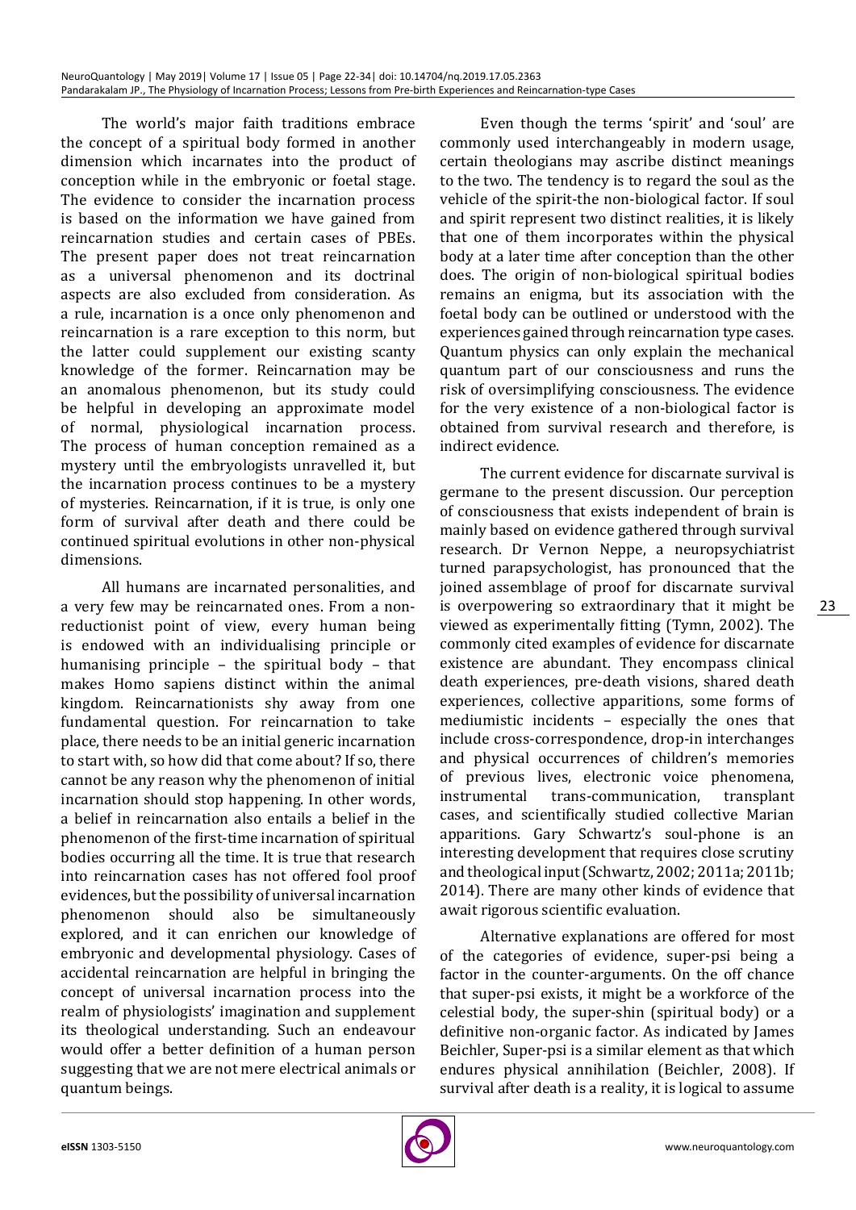The world's major faith traditions embrace the concept of a spiritual body formed in another dimension which incarnates into the product of conception while in the embryonic or foetal stage. The evidence to consider the incarnation process is based on the information we have gained from reincarnation studies and certain cases of PBEs. The present paper does not treat reincarnation as a universal phenomenon and its doctrinal aspects are also excluded from consideration. As a rule, incarnation is a once only phenomenon and reincarnation is a rare exception to this norm, but the latter could supplement our existing scanty knowledge of the former. Reincarnation may be an anomalous phenomenon, but its study could be helpful in developing an approximate model of normal, physiological incarnation process. The process of human conception remained as a mystery until the embryologists unravelled it, but the incarnation process continues to be a mystery of mysteries. Reincarnation, if it is true, is only one form of survival after death and there could be continued spiritual evolutions in other non-physical dimensions.

All humans are incarnated personalities, and a very few may be reincarnated ones. From a non-reductionist point of view, every human being is endowed with an individualising principle or humanising principle – the spiritual body – that makes Homo sapiens distinct within the animal kingdom. Reincarnationists shy away from one fundamental question. For reincarnation to take place, there needs to be an initial generic incarnation to start with, so how did that come about? If so, there cannot be any reason why the phenomenon of initial incarnation should stop happening. In other words, a belief in reincarnation also entails a belief in the phenomenon of the first-time incarnation of spiritual bodies occurring all the time. It is true that research into reincarnation cases has not offered fool proof evidences, but the possibility of universal incarnation phenomenon should also be simultaneously explored, and it can enrichen our knowledge of embryonic and developmental physiology. Cases of accidental reincarnation are helpful in bringing the concept of universal incarnation process into the realm of physiologists' imagination and supplement its theological understanding. Such an endeavour would offer a better definition of a human person suggesting that we are not mere electrical animals or quantum beings.

Even though the terms 'spirit' and 'soul' are commonly used interchangeably in modern usage, certain theologians may ascribe distinct meanings to the two. The tendency is to regard the soul as the vehicle of the spirit-the non-biological factor. If soul and spirit represent two distinct realities, it is likely that one of them incorporates within the physical body at a later time after conception than the other does. The origin of non-biological spiritual bodies remains an enigma, but its association with the foetal body can be outlined or understood with the experiences gained through reincarnation type cases. Quantum physics can only explain the mechanical quantum part of our consciousness and runs the risk of oversimplifying consciousness. The evidence for the very existence of a non-biological factor is obtained from survival research and therefore, is indirect evidence.

The current evidence for discarnate survival is germane to the present discussion. Our perception of consciousness that exists independent of brain is mainly based on evidence gathered through survival research. Dr Vernon Neppe, a neuropsychiatrist turned parapsychologist, has pronounced that the joined assemblage of proof for discarnate survival is overpowering so extraordinary that it might be viewed as experimentally fitting (Tymn, 2002). The commonly cited examples of evidence for discarnate existence are abundant. They encompass clinical death experiences, pre-death visions, shared death experiences, collective apparitions, some forms of mediumistic incidents – especially the ones that include cross-correspondence, drop-in interchanges and physical occurrences of children's memories of previous lives, electronic voice phenomena, instrumental trans-communication, transplant cases, and scientifically studied collective Marian apparitions. Gary Schwartz's soul-phone is an interesting development that requires close scrutiny and theological input (Schwartz, 2002; 2011a; 2011b; 2014). There are many other kinds of evidence that await rigorous scientific evaluation.

Alternative explanations are offered for most of the categories of evidence, super-psi being a factor in the counter-arguments. On the off chance that super-psi exists, it might be a workforce of the celestial body, the super-shin (spiritual body) or a definitive non-organic factor. As indicated by James Beichler, Super-psi is a similar element as that which endures physical annihilation (Beichler, 2008). If survival after death is a reality, it is logical to assume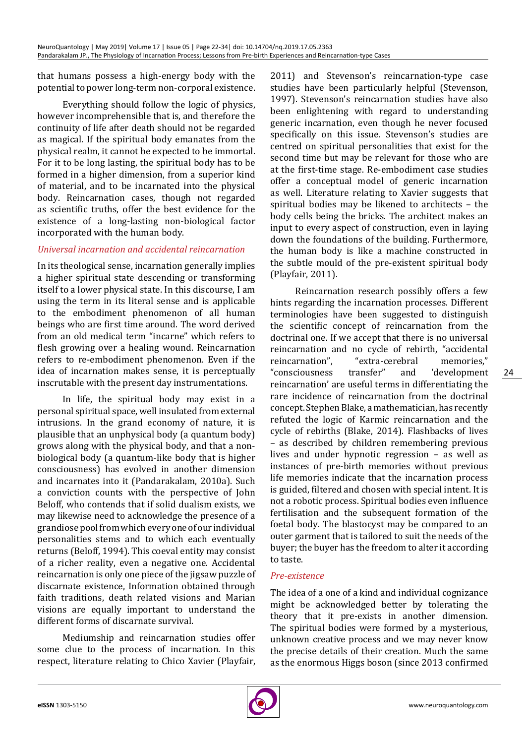that humans possess a high-energy body with the potential to power long-term non-corporal existence.

Everything should follow the logic of physics, however incomprehensible that is, and therefore the continuity of life after death should not be regarded as magical. If the spiritual body emanates from the physical realm, it cannot be expected to be immortal. For it to be long lasting, the spiritual body has to be formed in a higher dimension, from a superior kind of material, and to be incarnated into the physical body. Reincarnation cases, though not regarded as scientific truths, offer the best evidence for the existence of a long-lasting non-biological factor incorporated with the human body.

### *Universal incarnation and accidental reincarnation*

In its theological sense, incarnation generally implies a higher spiritual state descending or transforming itself to a lower physical state. In this discourse, I am using the term in its literal sense and is applicable to the embodiment phenomenon of all human beings who are first time around. The word derived from an old medical term "incarne" which refers to flesh growing over a healing wound. Reincarnation refers to re-embodiment phenomenon. Even if the idea of incarnation makes sense, it is perceptually inscrutable with the present day instrumentations.

In life, the spiritual body may exist in a personal spiritual space, well insulated from external intrusions. In the grand economy of nature, it is plausible that an unphysical body (a quantum body) grows along with the physical body, and that a non-biological body (a quantum-like body that is higher consciousness) has evolved in another dimension and incarnates into it (Pandarakalam, 2010a). Such a conviction counts with the perspective of John Beloff, who contends that if solid dualism exists, we may likewise need to acknowledge the presence of a grandiose pool from which every one of our individual personalities stems and to which each eventually returns (Beloff, 1994). This coeval entity may consist of a richer reality, even a negative one. Accidental reincarnation is only one piece of the jigsaw puzzle of discarnate existence, Information obtained through faith traditions, death related visions and Marian visions are equally important to understand the different forms of discarnate survival.

Mediumship and reincarnation studies offer some clue to the process of incarnation. In this respect, literature relating to Chico Xavier (Playfair, 2011) and Stevenson's reincarnation-type case studies have been particularly helpful (Stevenson, 1997). Stevenson's reincarnation studies have also been enlightening with regard to understanding generic incarnation, even though he never focused specifically on this issue. Stevenson's studies are centred on spiritual personalities that exist for the second time but may be relevant for those who are at the first-time stage. Re-embodiment case studies offer a conceptual model of generic incarnation as well. Literature relating to Xavier suggests that spiritual bodies may be likened to architects – the body cells being the bricks. The architect makes an input to every aspect of construction, even in laying down the foundations of the building. Furthermore, the human body is like a machine constructed in the subtle mould of the pre-existent spiritual body (Playfair, 2011).

Reincarnation research possibly offers a few hints regarding the incarnation processes. Different terminologies have been suggested to distinguish the scientific concept of reincarnation from the doctrinal one. If we accept that there is no universal reincarnation and no cycle of rebirth, "accidental reincarnation", "extra-cerebral memories," "consciousness transfer" and 'development reincarnation' are useful terms in differentiating the rare incidence of reincarnation from the doctrinal concept. Stephen Blake, a mathematician, has recently refuted the logic of Karmic reincarnation and the cycle of rebirths (Blake, 2014). Flashbacks of lives – as described by children remembering previous lives and under hypnotic regression – as well as instances of pre-birth memories without previous life memories indicate that the incarnation process is guided, filtered and chosen with special intent. It is not a robotic process. Spiritual bodies even influence fertilisation and the subsequent formation of the foetal body. The blastocyst may be compared to an outer garment that is tailored to suit the needs of the buyer; the buyer has the freedom to alter it according to taste.

### *Pre-existence*

The idea of a one of a kind and individual cognizance might be acknowledged better by tolerating the theory that it pre-exists in another dimension. The spiritual bodies were formed by a mysterious, unknown creative process and we may never know the precise details of their creation. Much the same as the enormous Higgs boson (since 2013 confirmed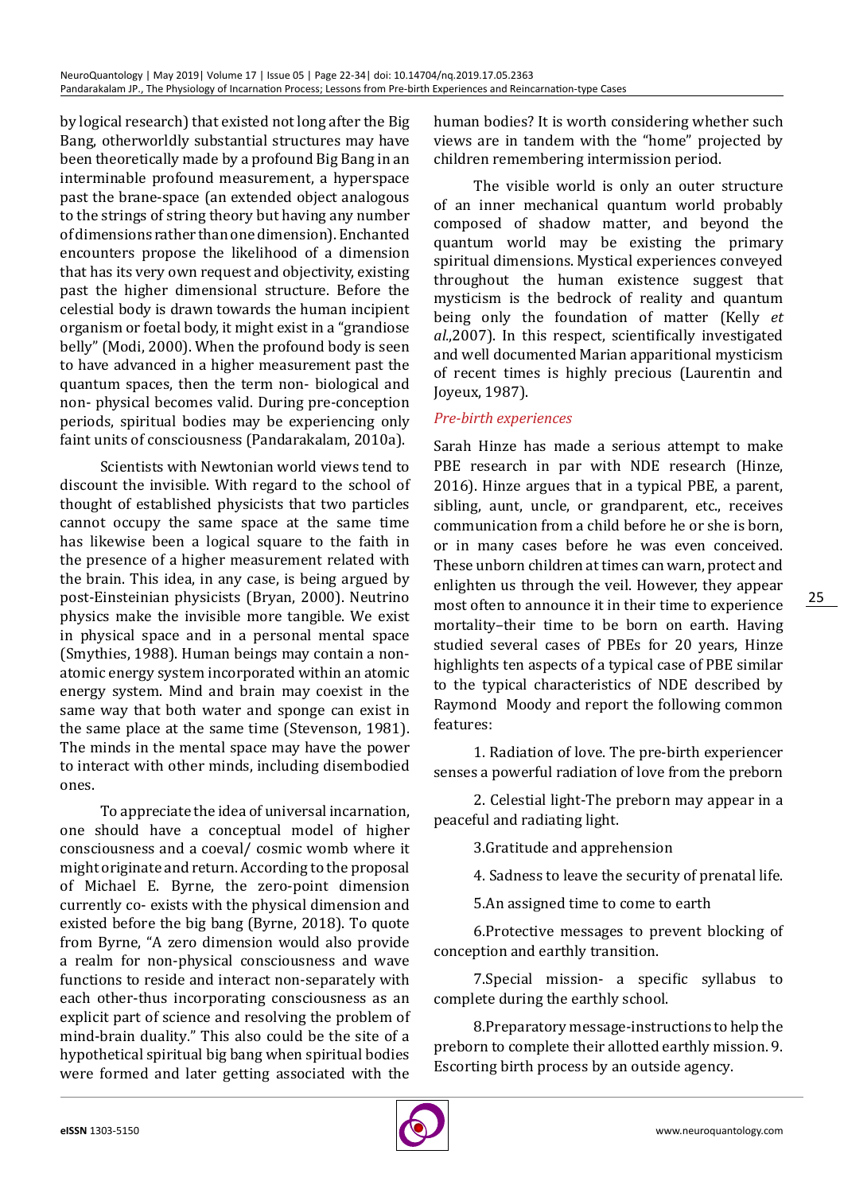by logical research) that existed not long after the Big Bang, otherworldly substantial structures may have been theoretically made by a profound Big Bang in an interminable profound measurement, a hyperspace past the brane-space (an extended object analogous to the strings of string theory but having any number of dimensions rather than one dimension). Enchanted encounters propose the likelihood of a dimension that has its very own request and objectivity, existing past the higher dimensional structure. Before the celestial body is drawn towards the human incipient organism or foetal body, it might exist in a "grandiose belly" (Modi, 2000). When the profound body is seen to have advanced in a higher measurement past the quantum spaces, then the term non- biological and non- physical becomes valid. During pre-conception periods, spiritual bodies may be experiencing only faint units of consciousness (Pandarakalam, 2010a).

Scientists with Newtonian world views tend to discount the invisible. With regard to the school of thought of established physicists that two particles cannot occupy the same space at the same time has likewise been a logical square to the faith in the presence of a higher measurement related with the brain. This idea, in any case, is being argued by post-Einsteinian physicists (Bryan, 2000). Neutrino physics make the invisible more tangible. We exist in physical space and in a personal mental space (Smythies, 1988). Human beings may contain a non-atomic energy system incorporated within an atomic energy system. Mind and brain may coexist in the same way that both water and sponge can exist in the same place at the same time (Stevenson, 1981). The minds in the mental space may have the power to interact with other minds, including disembodied ones.

To appreciate the idea of universal incarnation, one should have a conceptual model of higher consciousness and a coeval/ cosmic womb where it might originate and return. According to the proposal of Michael E. Byrne, the zero-point dimension currently co- exists with the physical dimension and existed before the big bang (Byrne, 2018). To quote from Byrne, "A zero dimension would also provide a realm for non-physical consciousness and wave functions to reside and interact non-separately with each other-thus incorporating consciousness as an explicit part of science and resolving the problem of mind-brain duality." This also could be the site of a hypothetical spiritual big bang when spiritual bodies were formed and later getting associated with the human bodies? It is worth considering whether such views are in tandem with the "home" projected by children remembering intermission period.

The visible world is only an outer structure of an inner mechanical quantum world probably composed of shadow matter, and beyond the quantum world may be existing the primary spiritual dimensions. Mystical experiences conveyed throughout the human existence suggest that mysticism is the bedrock of reality and quantum being only the foundation of matter (Kelly *et al*.,2007). In this respect, scientifically investigated and well documented Marian apparitional mysticism of recent times is highly precious (Laurentin and Joyeux, 1987).

### *Pre-birth experiences*

Sarah Hinze has made a serious attempt to make PBE research in par with NDE research (Hinze, 2016). Hinze argues that in a typical PBE, a parent, sibling, aunt, uncle, or grandparent, etc., receives communication from a child before he or she is born, or in many cases before he was even conceived. These unborn children at times can warn, protect and enlighten us through the veil. However, they appear most often to announce it in their time to experience mortality–their time to be born on earth. Having studied several cases of PBEs for 20 years, Hinze highlights ten aspects of a typical case of PBE similar to the typical characteristics of NDE described by Raymond Moody and report the following common features:

1. Radiation of love. The pre-birth experiencer senses a powerful radiation of love from the preborn

2. Celestial light-The preborn may appear in a peaceful and radiating light.

3.Gratitude and apprehension

4. Sadness to leave the security of prenatal life.

5.An assigned time to come to earth

6.Protective messages to prevent blocking of conception and earthly transition.

7.Special mission- a specific syllabus to complete during the earthly school.

8.Preparatory message-instructions to help the preborn to complete their allotted earthly mission. 9. Escorting birth process by an outside agency.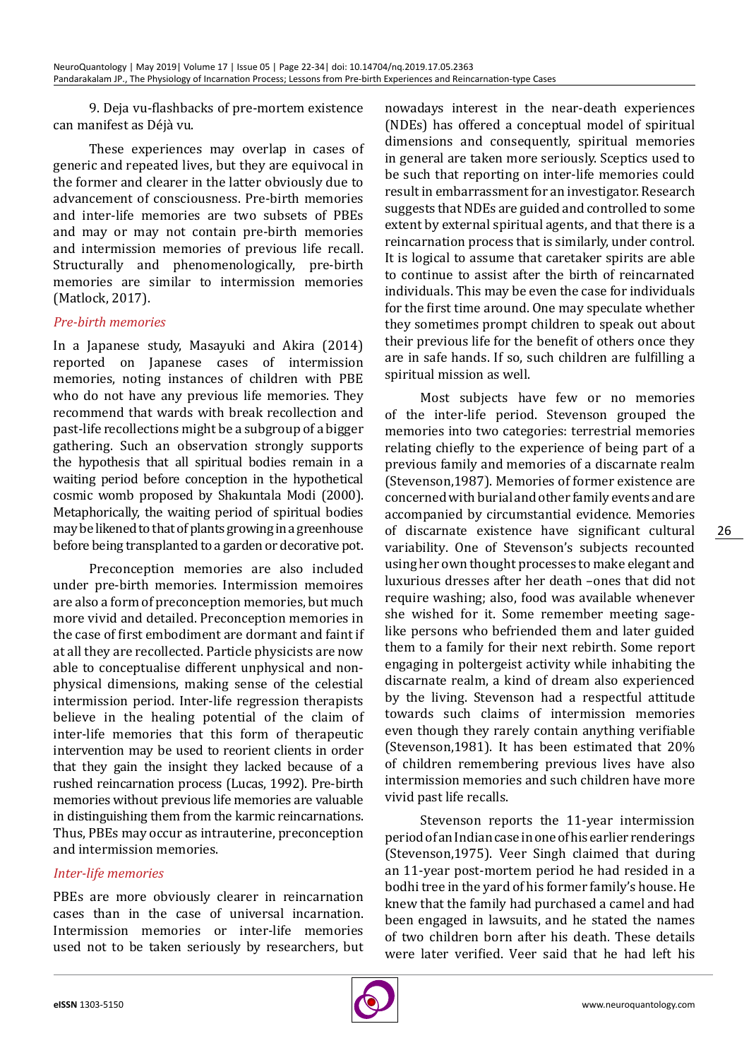9. Deja vu-flashbacks of pre-mortem existence can manifest as Déjà vu.

These experiences may overlap in cases of generic and repeated lives, but they are equivocal in the former and clearer in the latter obviously due to advancement of consciousness. Pre-birth memories and inter-life memories are two subsets of PBEs and may or may not contain pre-birth memories and intermission memories of previous life recall. Structurally and phenomenologically, pre-birth memories are similar to intermission memories (Matlock, 2017).

*Pre-birth memories*

In a Japanese study, Masayuki and Akira (2014) reported on Japanese cases of intermission memories, noting instances of children with PBE who do not have any previous life memories. They recommend that wards with break recollection and past-life recollections might be a subgroup of a bigger gathering. Such an observation strongly supports the hypothesis that all spiritual bodies remain in a waiting period before conception in the hypothetical cosmic womb proposed by Shakuntala Modi (2000). Metaphorically, the waiting period of spiritual bodies may be likened to that of plants growing in a greenhouse before being transplanted to a garden or decorative pot.

Preconception memories are also included under pre-birth memories. Intermission memoires are also a form of preconception memories, but much more vivid and detailed. Preconception memories in the case of first embodiment are dormant and faint if at all they are recollected. Particle physicists are now able to conceptualise different unphysical and non-physical dimensions, making sense of the celestial intermission period. Inter-life regression therapists believe in the healing potential of the claim of inter-life memories that this form of therapeutic intervention may be used to reorient clients in order that they gain the insight they lacked because of a rushed reincarnation process (Lucas, 1992). Pre-birth memories without previous life memories are valuable in distinguishing them from the karmic reincarnations. Thus, PBEs may occur as intrauterine, preconception and intermission memories.

*Inter-life memories*

PBEs are more obviously clearer in reincarnation cases than in the case of universal incarnation. Intermission memories or inter-life memories used not to be taken seriously by researchers, but nowadays interest in the near-death experiences (NDEs) has offered a conceptual model of spiritual dimensions and consequently, spiritual memories in general are taken more seriously. Sceptics used to be such that reporting on inter-life memories could result in embarrassment for an investigator. Research suggests that NDEs are guided and controlled to some extent by external spiritual agents, and that there is a reincarnation process that is similarly, under control. It is logical to assume that caretaker spirits are able to continue to assist after the birth of reincarnated individuals. This may be even the case for individuals for the first time around. One may speculate whether they sometimes prompt children to speak out about their previous life for the benefit of others once they are in safe hands. If so, such children are fulfilling a spiritual mission as well.

Most subjects have few or no memories of the inter-life period. Stevenson grouped the memories into two categories: terrestrial memories relating chiefly to the experience of being part of a previous family and memories of a discarnate realm (Stevenson,1987). Memories of former existence are concerned with burial and other family events and are accompanied by circumstantial evidence. Memories of discarnate existence have significant cultural variability. One of Stevenson's subjects recounted using her own thought processes to make elegant and luxurious dresses after her death –ones that did not require washing; also, food was available whenever she wished for it. Some remember meeting sage-like persons who befriended them and later guided them to a family for their next rebirth. Some report engaging in poltergeist activity while inhabiting the discarnate realm, a kind of dream also experienced by the living. Stevenson had a respectful attitude towards such claims of intermission memories even though they rarely contain anything verifiable (Stevenson,1981). It has been estimated that 20% of children remembering previous lives have also intermission memories and such children have more vivid past life recalls.

Stevenson reports the 11-year intermission period of an Indian case in one of his earlier renderings (Stevenson,1975). Veer Singh claimed that during an 11-year post-mortem period he had resided in a bodhi tree in the yard of his former family's house. He knew that the family had purchased a camel and had been engaged in lawsuits, and he stated the names of two children born after his death. These details were later verified. Veer said that he had left his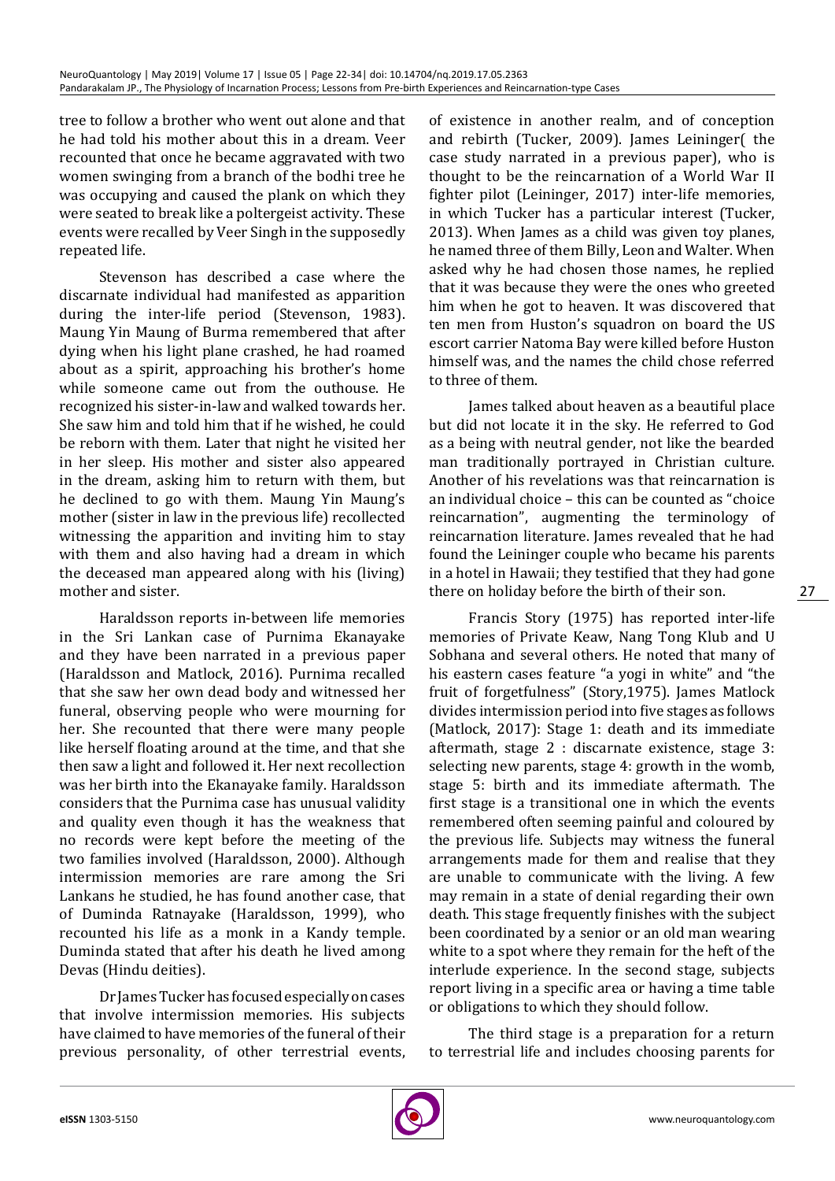tree to follow a brother who went out alone and that he had told his mother about this in a dream. Veer recounted that once he became aggravated with two women swinging from a branch of the bodhi tree he was occupying and caused the plank on which they were seated to break like a poltergeist activity. These events were recalled by Veer Singh in the supposedly repeated life.

Stevenson has described a case where the discarnate individual had manifested as apparition during the inter-life period (Stevenson, 1983). Maung Yin Maung of Burma remembered that after dying when his light plane crashed, he had roamed about as a spirit, approaching his brother's home while someone came out from the outhouse. He recognized his sister-in-law and walked towards her. She saw him and told him that if he wished, he could be reborn with them. Later that night he visited her in her sleep. His mother and sister also appeared in the dream, asking him to return with them, but he declined to go with them. Maung Yin Maung's mother (sister in law in the previous life) recollected witnessing the apparition and inviting him to stay with them and also having had a dream in which the deceased man appeared along with his (living) mother and sister.

Haraldsson reports in-between life memories in the Sri Lankan case of Purnima Ekanayake and they have been narrated in a previous paper (Haraldsson and Matlock, 2016). Purnima recalled that she saw her own dead body and witnessed her funeral, observing people who were mourning for her. She recounted that there were many people like herself floating around at the time, and that she then saw a light and followed it. Her next recollection was her birth into the Ekanayake family. Haraldsson considers that the Purnima case has unusual validity and quality even though it has the weakness that no records were kept before the meeting of the two families involved (Haraldsson, 2000). Although intermission memories are rare among the Sri Lankans he studied, he has found another case, that of Duminda Ratnayake (Haraldsson, 1999), who recounted his life as a monk in a Kandy temple. Duminda stated that after his death he lived among Devas (Hindu deities).

Dr James Tucker has focused especially on cases that involve intermission memories. His subjects have claimed to have memories of the funeral of their previous personality, of other terrestrial events, of existence in another realm, and of conception and rebirth (Tucker, 2009). James Leininger( the case study narrated in a previous paper), who is thought to be the reincarnation of a World War II fighter pilot (Leininger, 2017) inter-life memories, in which Tucker has a particular interest (Tucker, 2013). When James as a child was given toy planes, he named three of them Billy, Leon and Walter. When asked why he had chosen those names, he replied that it was because they were the ones who greeted him when he got to heaven. It was discovered that ten men from Huston's squadron on board the US escort carrier Natoma Bay were killed before Huston himself was, and the names the child chose referred to three of them.

James talked about heaven as a beautiful place but did not locate it in the sky. He referred to God as a being with neutral gender, not like the bearded man traditionally portrayed in Christian culture. Another of his revelations was that reincarnation is an individual choice – this can be counted as "choice reincarnation", augmenting the terminology of reincarnation literature. James revealed that he had found the Leininger couple who became his parents in a hotel in Hawaii; they testified that they had gone there on holiday before the birth of their son.

Francis Story (1975) has reported inter-life memories of Private Keaw, Nang Tong Klub and U Sobhana and several others. He noted that many of his eastern cases feature "a yogi in white" and "the fruit of forgetfulness" (Story,1975). James Matlock divides intermission period into five stages as follows (Matlock, 2017): Stage 1: death and its immediate aftermath, stage 2 : discarnate existence, stage 3: selecting new parents, stage 4: growth in the womb, stage 5: birth and its immediate aftermath. The first stage is a transitional one in which the events remembered often seeming painful and coloured by the previous life. Subjects may witness the funeral arrangements made for them and realise that they are unable to communicate with the living. A few may remain in a state of denial regarding their own death. This stage frequently finishes with the subject been coordinated by a senior or an old man wearing white to a spot where they remain for the heft of the interlude experience. In the second stage, subjects report living in a specific area or having a time table or obligations to which they should follow.

The third stage is a preparation for a return to terrestrial life and includes choosing parents for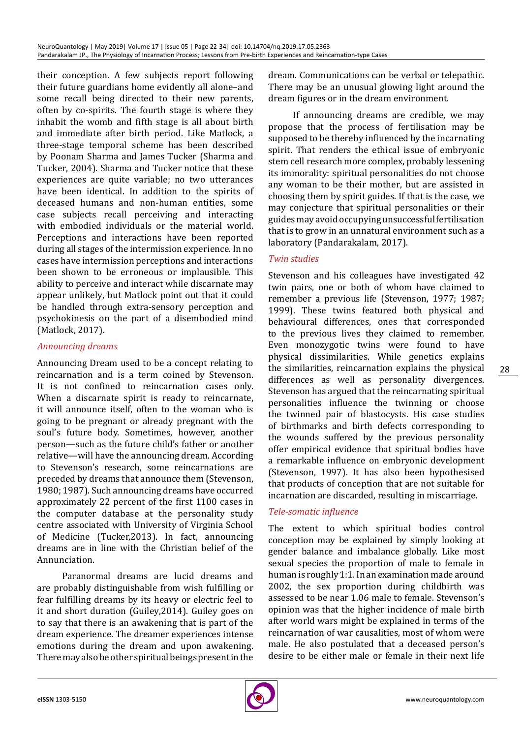their conception. A few subjects report following their future guardians home evidently all alone–and some recall being directed to their new parents, often by co-spirits. The fourth stage is where they inhabit the womb and fifth stage is all about birth and immediate after birth period. Like Matlock, a three-stage temporal scheme has been described by Poonam Sharma and James Tucker (Sharma and Tucker, 2004). Sharma and Tucker notice that these experiences are quite variable; no two utterances have been identical. In addition to the spirits of deceased humans and non-human entities, some case subjects recall perceiving and interacting with embodied individuals or the material world. Perceptions and interactions have been reported during all stages of the intermission experience. In no cases have intermission perceptions and interactions been shown to be erroneous or implausible. This ability to perceive and interact while discarnate may appear unlikely, but Matlock point out that it could be handled through extra-sensory perception and psychokinesis on the part of a disembodied mind (Matlock, 2017).

### *Announcing dreams*

Announcing Dream used to be a concept relating to reincarnation and is a term coined by Stevenson. It is not confined to reincarnation cases only. When a discarnate spirit is ready to reincarnate, it will announce itself, often to the woman who is going to be pregnant or already pregnant with the soul's future body. Sometimes, however, another person—such as the future child's father or another relative—will have the announcing dream. According to Stevenson's research, some reincarnations are preceded by dreams that announce them (Stevenson, 1980; 1987). Such announcing dreams have occurred approximately 22 percent of the first 1100 cases in the computer database at the personality study centre associated with University of Virginia School of Medicine (Tucker,2013). In fact, announcing dreams are in line with the Christian belief of the Annunciation.

Paranormal dreams are lucid dreams and are probably distinguishable from wish fulfilling or fear fulfilling dreams by its heavy or electric feel to it and short duration (Guiley,2014). Guiley goes on to say that there is an awakening that is part of the dream experience. The dreamer experiences intense emotions during the dream and upon awakening. There may also be other spiritual beings present in the dream. Communications can be verbal or telepathic. There may be an unusual glowing light around the dream figures or in the dream environment.

If announcing dreams are credible, we may propose that the process of fertilisation may be supposed to be thereby influenced by the incarnating spirit. That renders the ethical issue of embryonic stem cell research more complex, probably lessening its immorality: spiritual personalities do not choose any woman to be their mother, but are assisted in choosing them by spirit guides. If that is the case, we may conjecture that spiritual personalities or their guides may avoid occupying unsuccessful fertilisation that is to grow in an unnatural environment such as a laboratory (Pandarakalam, 2017).

### *Twin studies*

Stevenson and his colleagues have investigated 42 twin pairs, one or both of whom have claimed to remember a previous life (Stevenson, 1977; 1987; 1999). These twins featured both physical and behavioural differences, ones that corresponded to the previous lives they claimed to remember. Even monozygotic twins were found to have physical dissimilarities. While genetics explains the similarities, reincarnation explains the physical differences as well as personality divergences. Stevenson has argued that the reincarnating spiritual personalities influence the twinning or choose the twinned pair of blastocysts. His case studies of birthmarks and birth defects corresponding to the wounds suffered by the previous personality offer empirical evidence that spiritual bodies have a remarkable influence on embryonic development (Stevenson, 1997). It has also been hypothesised that products of conception that are not suitable for incarnation are discarded, resulting in miscarriage.

### *Tele-somatic influence*

The extent to which spiritual bodies control conception may be explained by simply looking at gender balance and imbalance globally. Like most sexual species the proportion of male to female in human is roughly 1:1. In an examination made around 2002, the sex proportion during childbirth was assessed to be near 1.06 male to female. Stevenson's opinion was that the higher incidence of male birth after world wars might be explained in terms of the reincarnation of war causalities, most of whom were male. He also postulated that a deceased person's desire to be either male or female in their next life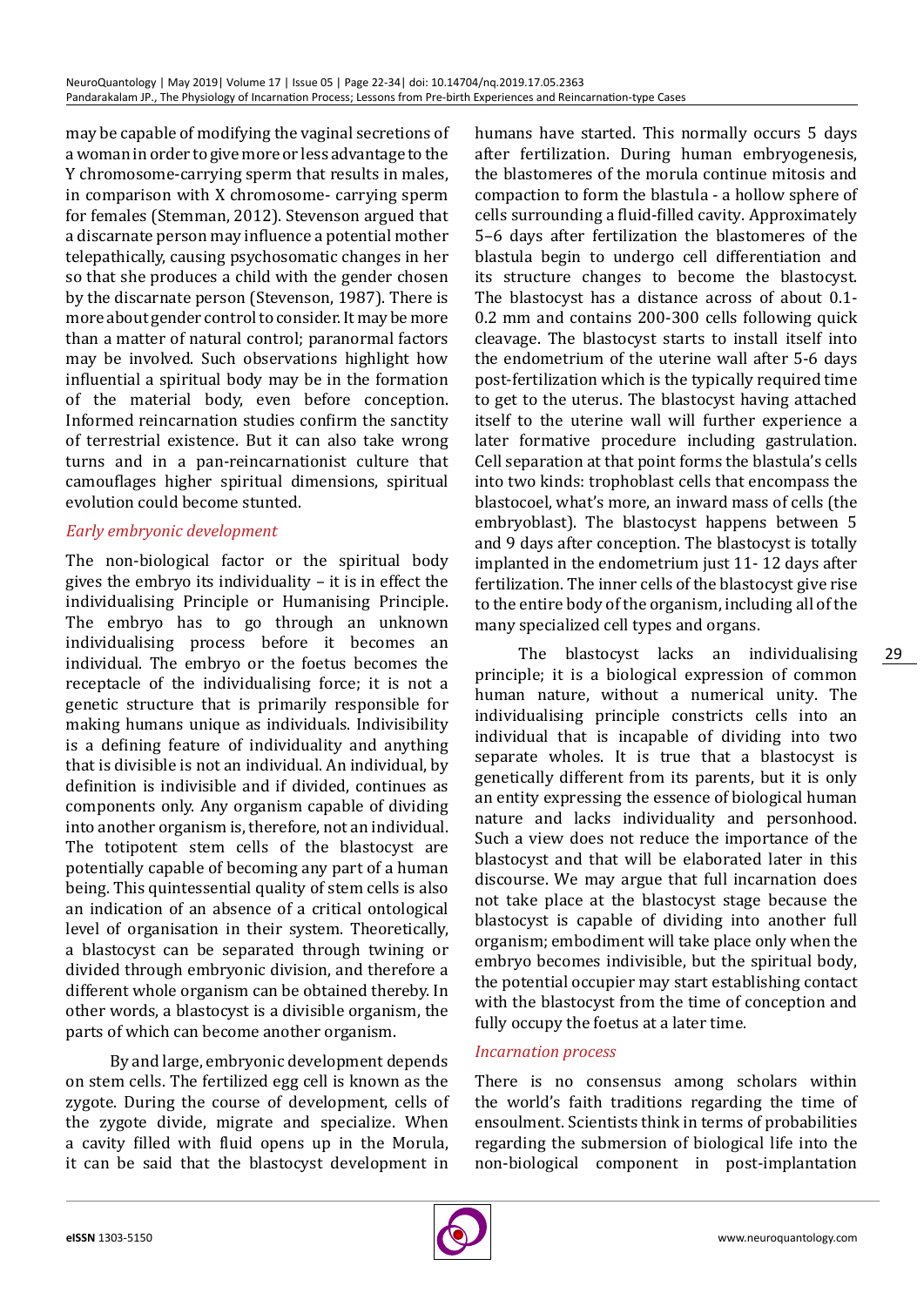may be capable of modifying the vaginal secretions of a woman in order to give more or less advantage to the Y chromosome-carrying sperm that results in males, in comparison with X chromosome- carrying sperm for females (Stemman, 2012). Stevenson argued that a discarnate person may influence a potential mother telepathically, causing psychosomatic changes in her so that she produces a child with the gender chosen by the discarnate person (Stevenson, 1987). There is more about gender control to consider. It may be more than a matter of natural control; paranormal factors may be involved. Such observations highlight how influential a spiritual body may be in the formation of the material body, even before conception. Informed reincarnation studies confirm the sanctity of terrestrial existence. But it can also take wrong turns and in a pan-reincarnationist culture that camouflages higher spiritual dimensions, spiritual evolution could become stunted.

### *Early embryonic development*

The non-biological factor or the spiritual body gives the embryo its individuality – it is in effect the individualising Principle or Humanising Principle. The embryo has to go through an unknown individualising process before it becomes an individual. The embryo or the foetus becomes the receptacle of the individualising force; it is not a genetic structure that is primarily responsible for making humans unique as individuals. Indivisibility is a defining feature of individuality and anything that is divisible is not an individual. An individual, by definition is indivisible and if divided, continues as components only. Any organism capable of dividing into another organism is, therefore, not an individual. The totipotent stem cells of the blastocyst are potentially capable of becoming any part of a human being. This quintessential quality of stem cells is also an indication of an absence of a critical ontological level of organisation in their system. Theoretically, a blastocyst can be separated through twining or divided through embryonic division, and therefore a different whole organism can be obtained thereby. In other words, a blastocyst is a divisible organism, the parts of which can become another organism.

By and large, embryonic development depends on stem cells. The fertilized egg cell is known as the zygote. During the course of development, cells of the zygote divide, migrate and specialize. When a cavity filled with fluid opens up in the Morula, it can be said that the blastocyst development in humans have started. This normally occurs 5 days after fertilization. During human embryogenesis, the blastomeres of the morula continue mitosis and compaction to form the blastula - a hollow sphere of cells surrounding a fluid-filled cavity. Approximately 5–6 days after fertilization the blastomeres of the blastula begin to undergo cell differentiation and its structure changes to become the blastocyst. The blastocyst has a distance across of about 0.1-0.2 mm and contains 200-300 cells following quick cleavage. The blastocyst starts to install itself into the endometrium of the uterine wall after 5-6 days post-fertilization which is the typically required time to get to the uterus. The blastocyst having attached itself to the uterine wall will further experience a later formative procedure including gastrulation. Cell separation at that point forms the blastula's cells into two kinds: trophoblast cells that encompass the blastocoel, what's more, an inward mass of cells (the embryoblast). The blastocyst happens between 5 and 9 days after conception. The blastocyst is totally implanted in the endometrium just 11- 12 days after fertilization. The inner cells of the blastocyst give rise to the entire body of the organism, including all of the many specialized cell types and organs.

The blastocyst lacks an individualising principle; it is a biological expression of common human nature, without a numerical unity. The individualising principle constricts cells into an individual that is incapable of dividing into two separate wholes. It is true that a blastocyst is genetically different from its parents, but it is only an entity expressing the essence of biological human nature and lacks individuality and personhood. Such a view does not reduce the importance of the blastocyst and that will be elaborated later in this discourse. We may argue that full incarnation does not take place at the blastocyst stage because the blastocyst is capable of dividing into another full organism; embodiment will take place only when the embryo becomes indivisible, but the spiritual body, the potential occupier may start establishing contact with the blastocyst from the time of conception and fully occupy the foetus at a later time.

### *Incarnation process*

There is no consensus among scholars within the world's faith traditions regarding the time of ensoulment. Scientists think in terms of probabilities regarding the submersion of biological life into the non-biological component in post-implantation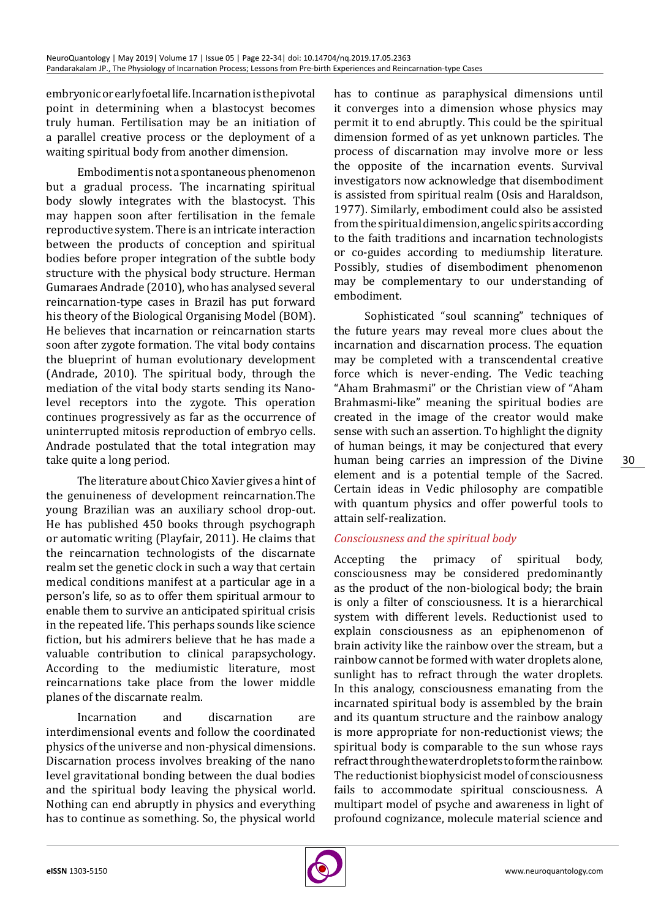embryonic or early foetal life. Incarnation is the pivotal point in determining when a blastocyst becomes truly human. Fertilisation may be an initiation of a parallel creative process or the deployment of a waiting spiritual body from another dimension.

Embodiment is not a spontaneous phenomenon but a gradual process. The incarnating spiritual body slowly integrates with the blastocyst. This may happen soon after fertilisation in the female reproductive system. There is an intricate interaction between the products of conception and spiritual bodies before proper integration of the subtle body structure with the physical body structure. Herman Gumaraes Andrade (2010), who has analysed several reincarnation-type cases in Brazil has put forward his theory of the Biological Organising Model (BOM). He believes that incarnation or reincarnation starts soon after zygote formation. The vital body contains the blueprint of human evolutionary development (Andrade, 2010). The spiritual body, through the mediation of the vital body starts sending its Nano-level receptors into the zygote. This operation continues progressively as far as the occurrence of uninterrupted mitosis reproduction of embryo cells. Andrade postulated that the total integration may take quite a long period.

The literature about Chico Xavier gives a hint of the genuineness of development reincarnation.The young Brazilian was an auxiliary school drop-out. He has published 450 books through psychograph or automatic writing (Playfair, 2011). He claims that the reincarnation technologists of the discarnate realm set the genetic clock in such a way that certain medical conditions manifest at a particular age in a person's life, so as to offer them spiritual armour to enable them to survive an anticipated spiritual crisis in the repeated life. This perhaps sounds like science fiction, but his admirers believe that he has made a valuable contribution to clinical parapsychology. According to the mediumistic literature, most reincarnations take place from the lower middle planes of the discarnate realm.

Incarnation and discarnation are interdimensional events and follow the coordinated physics of the universe and non-physical dimensions. Discarnation process involves breaking of the nano level gravitational bonding between the dual bodies and the spiritual body leaving the physical world. Nothing can end abruptly in physics and everything has to continue as something. So, the physical world has to continue as paraphysical dimensions until it converges into a dimension whose physics may permit it to end abruptly. This could be the spiritual dimension formed of as yet unknown particles. The process of discarnation may involve more or less the opposite of the incarnation events. Survival investigators now acknowledge that disembodiment is assisted from spiritual realm (Osis and Haraldson, 1977). Similarly, embodiment could also be assisted from the spiritual dimension, angelic spirits according to the faith traditions and incarnation technologists or co-guides according to mediumship literature. Possibly, studies of disembodiment phenomenon may be complementary to our understanding of embodiment.

Sophisticated "soul scanning" techniques of the future years may reveal more clues about the incarnation and discarnation process. The equation may be completed with a transcendental creative force which is never-ending. The Vedic teaching "Aham Brahmasmi" or the Christian view of "Aham Brahmasmi-like" meaning the spiritual bodies are created in the image of the creator would make sense with such an assertion. To highlight the dignity of human beings, it may be conjectured that every human being carries an impression of the Divine element and is a potential temple of the Sacred. Certain ideas in Vedic philosophy are compatible with quantum physics and offer powerful tools to attain self-realization.

### *Consciousness and the spiritual body*

Accepting the primacy of spiritual body, consciousness may be considered predominantly as the product of the non-biological body; the brain is only a filter of consciousness. It is a hierarchical system with different levels. Reductionist used to explain consciousness as an epiphenomenon of brain activity like the rainbow over the stream, but a rainbow cannot be formed with water droplets alone, sunlight has to refract through the water droplets. In this analogy, consciousness emanating from the incarnated spiritual body is assembled by the brain and its quantum structure and the rainbow analogy is more appropriate for non-reductionist views; the spiritual body is comparable to the sun whose rays refract through the water droplets to form the rainbow. The reductionist biophysicist model of consciousness fails to accommodate spiritual consciousness. A multipart model of psyche and awareness in light of profound cognizance, molecule material science and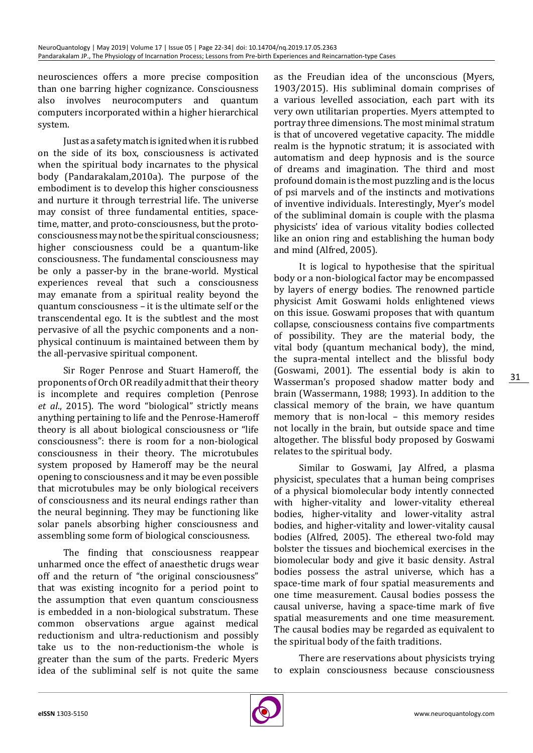neurosciences offers a more precise composition than one barring higher cognizance. Consciousness also involves neurocomputers and quantum computers incorporated within a higher hierarchical system.

Just as a safety match is ignited when it is rubbed on the side of its box, consciousness is activated when the spiritual body incarnates to the physical body (Pandarakalam,2010a). The purpose of the embodiment is to develop this higher consciousness and nurture it through terrestrial life. The universe may consist of three fundamental entities, space-time, matter, and proto-consciousness, but the proto-consciousness may not be the spiritual consciousness; higher consciousness could be a quantum-like consciousness. The fundamental consciousness may be only a passer-by in the brane-world. Mystical experiences reveal that such a consciousness may emanate from a spiritual reality beyond the quantum consciousness – it is the ultimate self or the transcendental ego. It is the subtlest and the most pervasive of all the psychic components and a non-physical continuum is maintained between them by the all-pervasive spiritual component.

Sir Roger Penrose and Stuart Hameroff, the proponents of Orch OR readily admit that their theory is incomplete and requires completion (Penrose *et al*., 2015). The word "biological" strictly means anything pertaining to life and the Penrose-Hameroff theory is all about biological consciousness or "life consciousness": there is room for a non-biological consciousness in their theory. The microtubules system proposed by Hameroff may be the neural opening to consciousness and it may be even possible that microtubules may be only biological receivers of consciousness and its neural endings rather than the neural beginning. They may be functioning like solar panels absorbing higher consciousness and assembling some form of biological consciousness.

The finding that consciousness reappear unharmed once the effect of anaesthetic drugs wear off and the return of "the original consciousness" that was existing incognito for a period point to the assumption that even quantum consciousness is embedded in a non-biological substratum. These common observations argue against medical reductionism and ultra-reductionism and possibly take us to the non-reductionism-the whole is greater than the sum of the parts. Frederic Myers idea of the subliminal self is not quite the same as the Freudian idea of the unconscious (Myers, 1903/2015). His subliminal domain comprises of a various levelled association, each part with its very own utilitarian properties. Myers attempted to portray three dimensions. The most minimal stratum is that of uncovered vegetative capacity. The middle realm is the hypnotic stratum; it is associated with automatism and deep hypnosis and is the source of dreams and imagination. The third and most profound domain is the most puzzling and is the locus of psi marvels and of the instincts and motivations of inventive individuals. Interestingly, Myer's model of the subliminal domain is couple with the plasma physicists' idea of various vitality bodies collected like an onion ring and establishing the human body and mind (Alfred, 2005).

It is logical to hypothesise that the spiritual body or a non-biological factor may be encompassed by layers of energy bodies. The renowned particle physicist Amit Goswami holds enlightened views on this issue. Goswami proposes that with quantum collapse, consciousness contains five compartments of possibility. They are the material body, the vital body (quantum mechanical body), the mind, the supra-mental intellect and the blissful body (Goswami, 2001). The essential body is akin to Wasserman's proposed shadow matter body and brain (Wassermann, 1988; 1993). In addition to the classical memory of the brain, we have quantum memory that is non-local – this memory resides not locally in the brain, but outside space and time altogether. The blissful body proposed by Goswami relates to the spiritual body.

Similar to Goswami, Jay Alfred, a plasma physicist, speculates that a human being comprises of a physical biomolecular body intently connected with higher-vitality and lower-vitality ethereal bodies, higher-vitality and lower-vitality astral bodies, and higher-vitality and lower-vitality causal bodies (Alfred, 2005). The ethereal two-fold may bolster the tissues and biochemical exercises in the biomolecular body and give it basic density. Astral bodies possess the astral universe, which has a space-time mark of four spatial measurements and one time measurement. Causal bodies possess the causal universe, having a space-time mark of five spatial measurements and one time measurement. The causal bodies may be regarded as equivalent to the spiritual body of the faith traditions.

There are reservations about physicists trying to explain consciousness because consciousness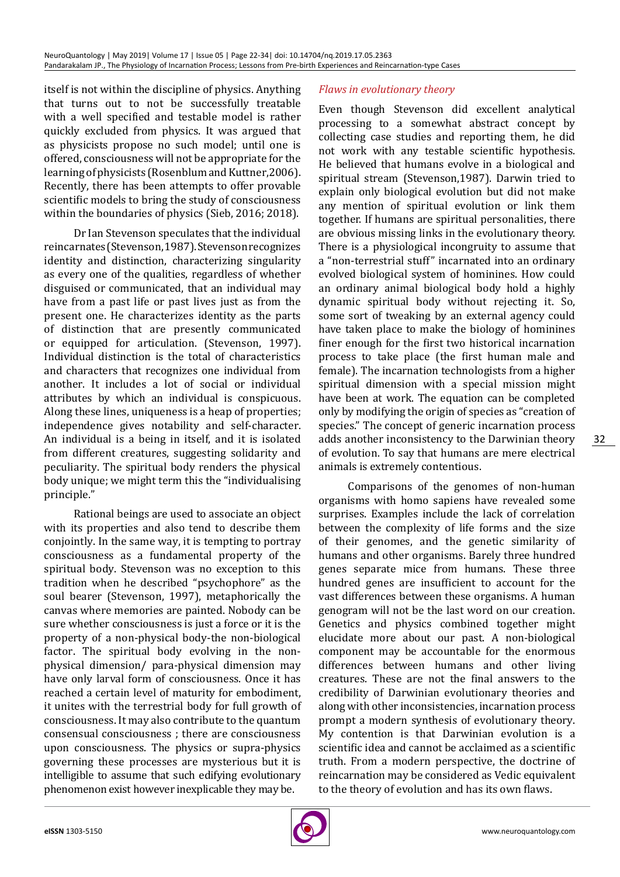itself is not within the discipline of physics. Anything that turns out to not be successfully treatable with a well specified and testable model is rather quickly excluded from physics. It was argued that as physicists propose no such model; until one is offered, consciousness will not be appropriate for the learning of physicists (Rosenblum and Kuttner,2006). Recently, there has been attempts to offer provable scientific models to bring the study of consciousness within the boundaries of physics (Sieb, 2016; 2018).

Dr Ian Stevenson speculates that the individual reincarnates (Stevenson,1987). Stevenson recognizes identity and distinction, characterizing singularity as every one of the qualities, regardless of whether disguised or communicated, that an individual may have from a past life or past lives just as from the present one. He characterizes identity as the parts of distinction that are presently communicated or equipped for articulation. (Stevenson, 1997). Individual distinction is the total of characteristics and characters that recognizes one individual from another. It includes a lot of social or individual attributes by which an individual is conspicuous. Along these lines, uniqueness is a heap of properties; independence gives notability and self-character. An individual is a being in itself, and it is isolated from different creatures, suggesting solidarity and peculiarity. The spiritual body renders the physical body unique; we might term this the "individualising principle."

Rational beings are used to associate an object with its properties and also tend to describe them conjointly. In the same way, it is tempting to portray consciousness as a fundamental property of the spiritual body. Stevenson was no exception to this tradition when he described "psychophore" as the soul bearer (Stevenson, 1997), metaphorically the canvas where memories are painted. Nobody can be sure whether consciousness is just a force or it is the property of a non-physical body-the non-biological factor. The spiritual body evolving in the non-physical dimension/ para-physical dimension may have only larval form of consciousness. Once it has reached a certain level of maturity for embodiment, it unites with the terrestrial body for full growth of consciousness. It may also contribute to the quantum consensual consciousness ; there are consciousness upon consciousness. The physics or supra-physics governing these processes are mysterious but it is intelligible to assume that such edifying evolutionary phenomenon exist however inexplicable they may be.

*Flaws in evolutionary theory*

Even though Stevenson did excellent analytical processing to a somewhat abstract concept by collecting case studies and reporting them, he did not work with any testable scientific hypothesis. He believed that humans evolve in a biological and spiritual stream (Stevenson,1987). Darwin tried to explain only biological evolution but did not make any mention of spiritual evolution or link them together. If humans are spiritual personalities, there are obvious missing links in the evolutionary theory. There is a physiological incongruity to assume that a "non-terrestrial stuff" incarnated into an ordinary evolved biological system of hominines. How could an ordinary animal biological body hold a highly dynamic spiritual body without rejecting it. So, some sort of tweaking by an external agency could have taken place to make the biology of hominines finer enough for the first two historical incarnation process to take place (the first human male and female). The incarnation technologists from a higher spiritual dimension with a special mission might have been at work. The equation can be completed only by modifying the origin of species as "creation of species." The concept of generic incarnation process adds another inconsistency to the Darwinian theory of evolution. To say that humans are mere electrical animals is extremely contentious.

Comparisons of the genomes of non-human organisms with homo sapiens have revealed some surprises. Examples include the lack of correlation between the complexity of life forms and the size of their genomes, and the genetic similarity of humans and other organisms. Barely three hundred genes separate mice from humans. These three hundred genes are insufficient to account for the vast differences between these organisms. A human genogram will not be the last word on our creation. Genetics and physics combined together might elucidate more about our past. A non-biological component may be accountable for the enormous differences between humans and other living creatures. These are not the final answers to the credibility of Darwinian evolutionary theories and along with other inconsistencies, incarnation process prompt a modern synthesis of evolutionary theory. My contention is that Darwinian evolution is a scientific idea and cannot be acclaimed as a scientific truth. From a modern perspective, the doctrine of reincarnation may be considered as Vedic equivalent to the theory of evolution and has its own flaws.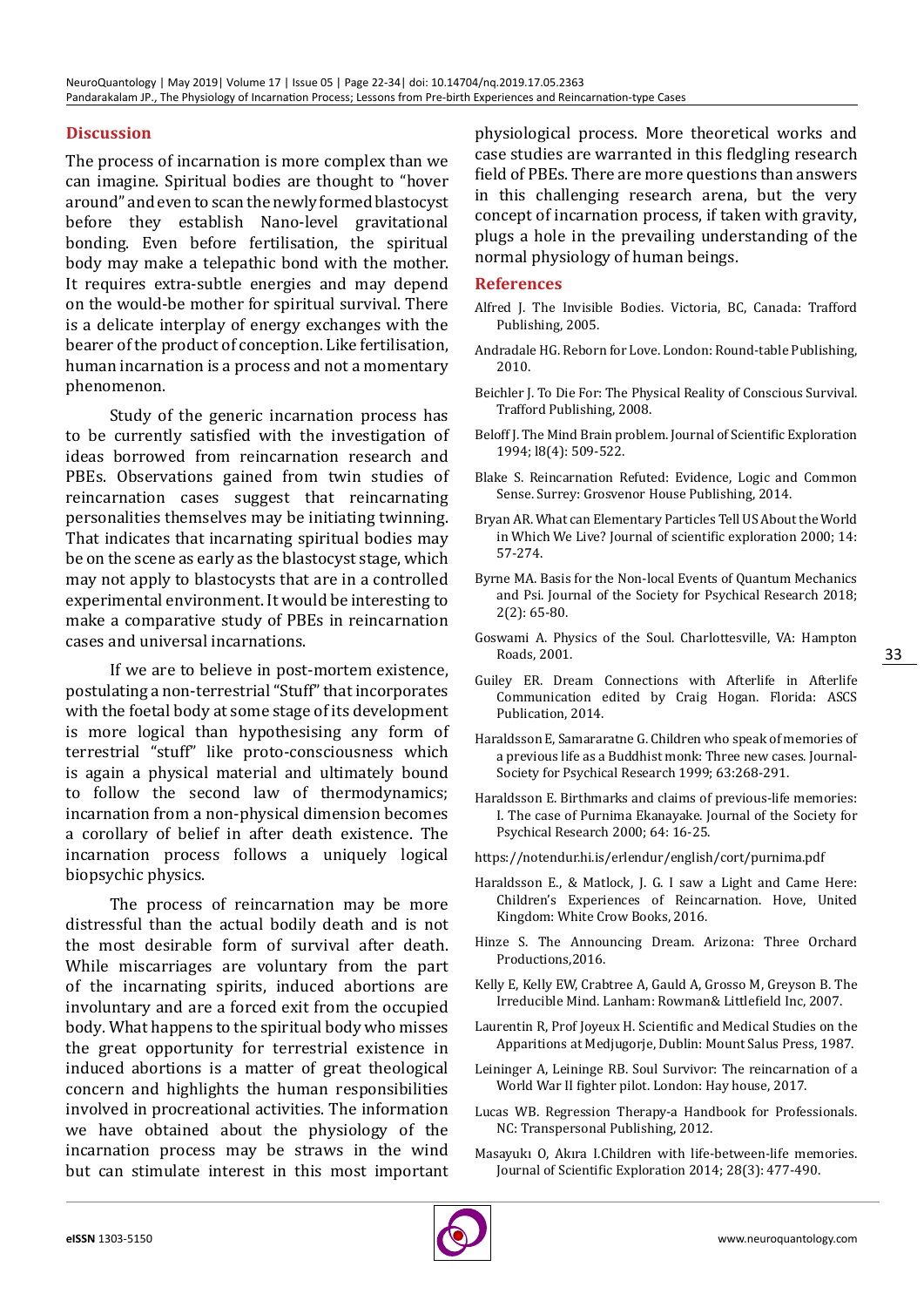## Discussion

The process of incarnation is more complex than we can imagine. Spiritual bodies are thought to "hover around" and even to scan the newly formed blastocyst before they establish Nano-level gravitational bonding. Even before fertilisation, the spiritual body may make a telepathic bond with the mother. It requires extra-subtle energies and may depend on the would-be mother for spiritual survival. There is a delicate interplay of energy exchanges with the bearer of the product of conception. Like fertilisation, human incarnation is a process and not a momentary phenomenon.

Study of the generic incarnation process has to be currently satisfied with the investigation of ideas borrowed from reincarnation research and PBEs. Observations gained from twin studies of reincarnation cases suggest that reincarnating personalities themselves may be initiating twinning. That indicates that incarnating spiritual bodies may be on the scene as early as the blastocyst stage, which may not apply to blastocysts that are in a controlled experimental environment. It would be interesting to make a comparative study of PBEs in reincarnation cases and universal incarnations.

If we are to believe in post-mortem existence, postulating a non-terrestrial "Stuff" that incorporates with the foetal body at some stage of its development is more logical than hypothesising any form of terrestrial "stuff" like proto-consciousness which is again a physical material and ultimately bound to follow the second law of thermodynamics; incarnation from a non-physical dimension becomes a corollary of belief in after death existence. The incarnation process follows a uniquely logical biopsychic physics.

The process of reincarnation may be more distressful than the actual bodily death and is not the most desirable form of survival after death. While miscarriages are voluntary from the part of the incarnating spirits, induced abortions are involuntary and are a forced exit from the occupied body. What happens to the spiritual body who misses the great opportunity for terrestrial existence in induced abortions is a matter of great theological concern and highlights the human responsibilities involved in procreational activities. The information we have obtained about the physiology of the incarnation process may be straws in the wind but can stimulate interest in this most important physiological process. More theoretical works and case studies are warranted in this fledgling research field of PBEs. There are more questions than answers in this challenging research arena, but the very concept of incarnation process, if taken with gravity, plugs a hole in the prevailing understanding of the normal physiology of human beings.

## References

Alfred J. The Invisible Bodies. Victoria, BC, Canada: Trafford Publishing, 2005.

Andradale HG. Reborn for Love. London: Round-table Publishing, 2010.

Beichler J. To Die For: The Physical Reality of Conscious Survival. Trafford Publishing, 2008.

Beloff J. The Mind Brain problem. Journal of Scientific Exploration 1994; l8(4): 509-522.

Blake S. Reincarnation Refuted: Evidence, Logic and Common Sense. Surrey: Grosvenor House Publishing, 2014.

Bryan AR. What can Elementary Particles Tell US About the World in Which We Live? Journal of scientific exploration 2000; 14: 57-274.

Byrne MA. Basis for the Non-local Events of Quantum Mechanics and Psi. Journal of the Society for Psychical Research 2018; 2(2): 65-80.

Goswami A. Physics of the Soul. Charlottesville, VA: Hampton Roads, 2001.

Guiley ER. Dream Connections with Afterlife in Afterlife Communication edited by Craig Hogan. Florida: ASCS Publication, 2014.

Haraldsson E, Samararatne G. Children who speak of memories of a previous life as a Buddhist monk: Three new cases. Journal-Society for Psychical Research 1999; 63:268-291.

Haraldsson E. Birthmarks and claims of previous-life memories: I. The case of Purnima Ekanayake. Journal of the Society for Psychical Research 2000; 64: 16-25.

https://notendur.hi.is/erlendur/english/cort/purnima.pdf

Haraldsson E., & Matlock, J. G. I saw a Light and Came Here: Children's Experiences of Reincarnation. Hove, United Kingdom: White Crow Books, 2016.

Hinze S. The Announcing Dream. Arizona: Three Orchard Productions,2016.

Kelly E, Kelly EW, Crabtree A, Gauld A, Grosso M, Greyson B. The Irreducible Mind. Lanham: Rowman& Littlefield Inc, 2007.

Laurentin R, Prof Joyeux H. Scientific and Medical Studies on the Apparitions at Medjugorje, Dublin: Mount Salus Press, 1987.

Leininger A, Leininge RB. Soul Survivor: The reincarnation of a World War II fighter pilot. London: Hay house, 2017.

Lucas WB. Regression Therapy-a Handbook for Professionals. NC: Transpersonal Publishing, 2012.

Masayukı O, Akıra I.Children with life-between-life memories. Journal of Scientific Exploration 2014; 28(3): 477-490.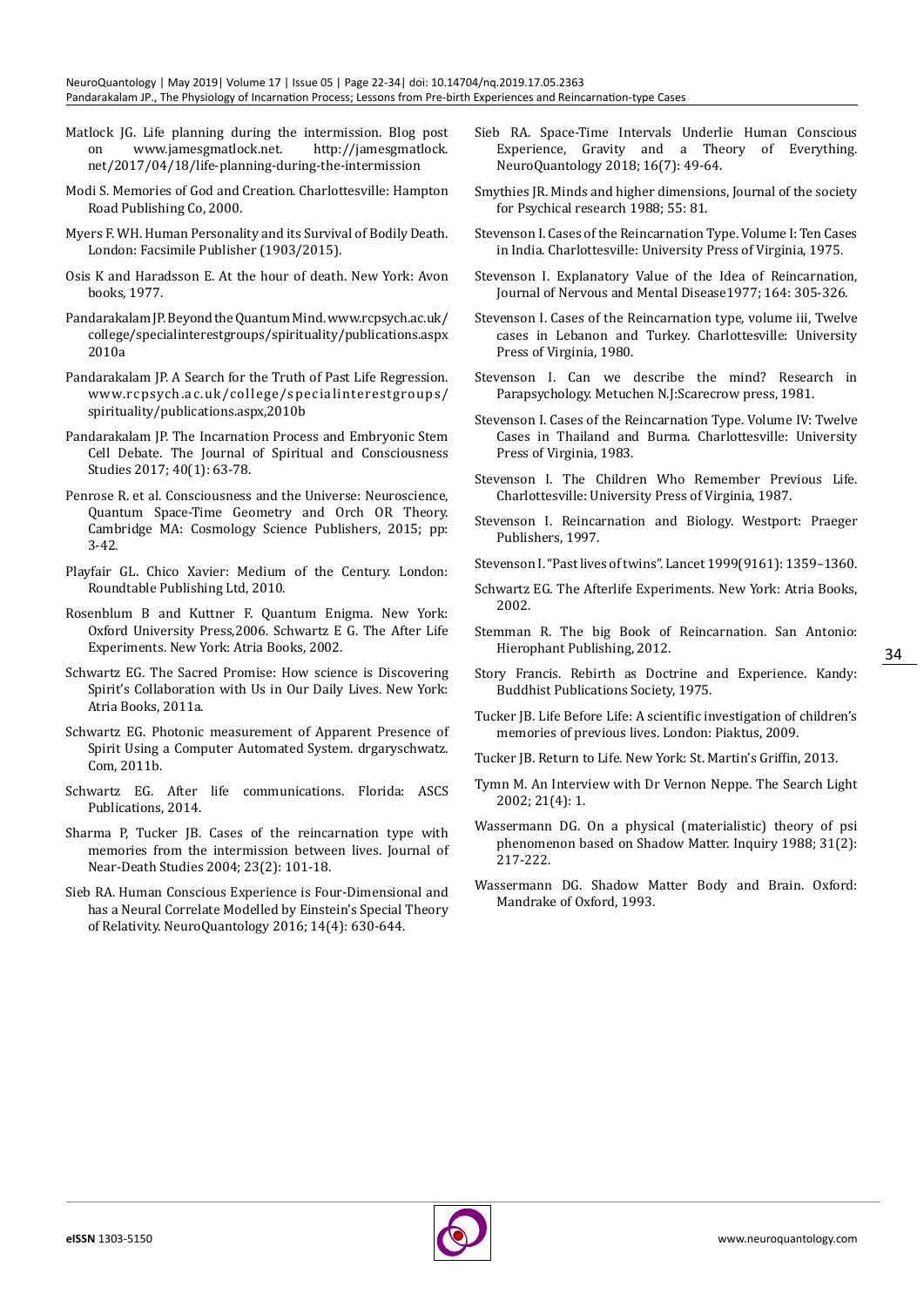Matlock JG. Life planning during the intermission. Blog post on www.jamesgmatlock.net. http://jamesgmatlock.net/2017/04/18/life-planning-during-the-intermission

Modi S. Memories of God and Creation. Charlottesville: Hampton Road Publishing Co, 2000.

Myers F. WH. Human Personality and its Survival of Bodily Death. London: Facsimile Publisher (1903/2015).

Osis K and Haradsson E. At the hour of death. New York: Avon books, 1977.

Pandarakalam JP. Beyond the Quantum Mind. www.rcpsych.ac.uk/college/specialinterestgroups/spirituality/publications.aspx 2010a

Pandarakalam JP. A Search for the Truth of Past Life Regression. www.rcpsych.ac.uk/college/specialinterestgroups/spirituality/publications.aspx,2010b

Pandarakalam JP. The Incarnation Process and Embryonic Stem Cell Debate. The Journal of Spiritual and Consciousness Studies 2017; 40(1): 63-78.

Penrose R. et al. Consciousness and the Universe: Neuroscience, Quantum Space-Time Geometry and Orch OR Theory. Cambridge MA: Cosmology Science Publishers, 2015; pp: 3-42.

Playfair GL. Chico Xavier: Medium of the Century. London: Roundtable Publishing Ltd, 2010.

Rosenblum B and Kuttner F. Quantum Enigma. New York: Oxford University Press,2006. Schwartz E G. The After Life Experiments. New York: Atria Books, 2002.

Schwartz EG. The Sacred Promise: How science is Discovering Spirit's Collaboration with Us in Our Daily Lives. New York: Atria Books, 2011a.

Schwartz EG. Photonic measurement of Apparent Presence of Spirit Using a Computer Automated System. drgaryschwatz.Com, 2011b.

Schwartz EG. After life communications. Florida: ASCS Publications, 2014.

Sharma P, Tucker JB. Cases of the reincarnation type with memories from the intermission between lives. Journal of Near-Death Studies 2004; 23(2): 101-18.

Sieb RA. Human Conscious Experience is Four-Dimensional and has a Neural Correlate Modelled by Einstein's Special Theory of Relativity. NeuroQuantology 2016; 14(4): 630-644.

Sieb RA. Space-Time Intervals Underlie Human Conscious Experience, Gravity and a Theory of Everything. NeuroQuantology 2018; 16(7): 49-64.

Smythies JR. Minds and higher dimensions, Journal of the society for Psychical research 1988; 55: 81.

Stevenson I. Cases of the Reincarnation Type. Volume I: Ten Cases in India. Charlottesville: University Press of Virginia, 1975.

Stevenson I. Explanatory Value of the Idea of Reincarnation, Journal of Nervous and Mental Disease1977; 164: 305-326.

Stevenson I. Cases of the Reincarnation type, volume iii, Twelve cases in Lebanon and Turkey. Charlottesville: University Press of Virginia, 1980.

Stevenson I. Can we describe the mind? Research in Parapsychology. Metuchen N.J:Scarecrow press, 1981.

Stevenson I. Cases of the Reincarnation Type. Volume IV: Twelve Cases in Thailand and Burma. Charlottesville: University Press of Virginia, 1983.

Stevenson I. The Children Who Remember Previous Life. Charlottesville: University Press of Virginia, 1987.

Stevenson I. Reincarnation and Biology. Westport: Praeger Publishers, 1997.

Stevenson I. "Past lives of twins". Lancet 1999(9161): 1359–1360.

Schwartz EG. The Afterlife Experiments. New York: Atria Books, 2002.

Stemman R. The big Book of Reincarnation. San Antonio: Hierophant Publishing, 2012.

Story Francis. Rebirth as Doctrine and Experience. Kandy: Buddhist Publications Society, 1975.

Tucker JB. Life Before Life: A scientific investigation of children's memories of previous lives. London: Piaktus, 2009.

Tucker JB. Return to Life. New York: St. Martin's Griffin, 2013.

Tymn M. An Interview with Dr Vernon Neppe. The Search Light 2002; 21(4): 1.

Wassermann DG. On a physical (materialistic) theory of psi phenomenon based on Shadow Matter. Inquiry 1988; 31(2): 217-222.

Wassermann DG. Shadow Matter Body and Brain. Oxford: Mandrake of Oxford, 1993.